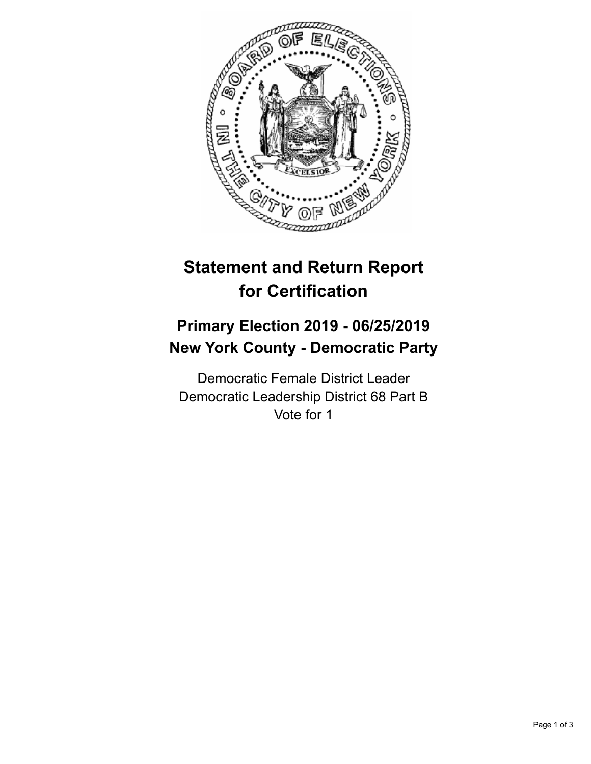# Statement and Return Report for Certification

## Primary Election 2019 - 06/25/2019
## New York County - Democratic Party

Democratic Female District Leader
Democratic Leadership District 68 Part B
Vote for 1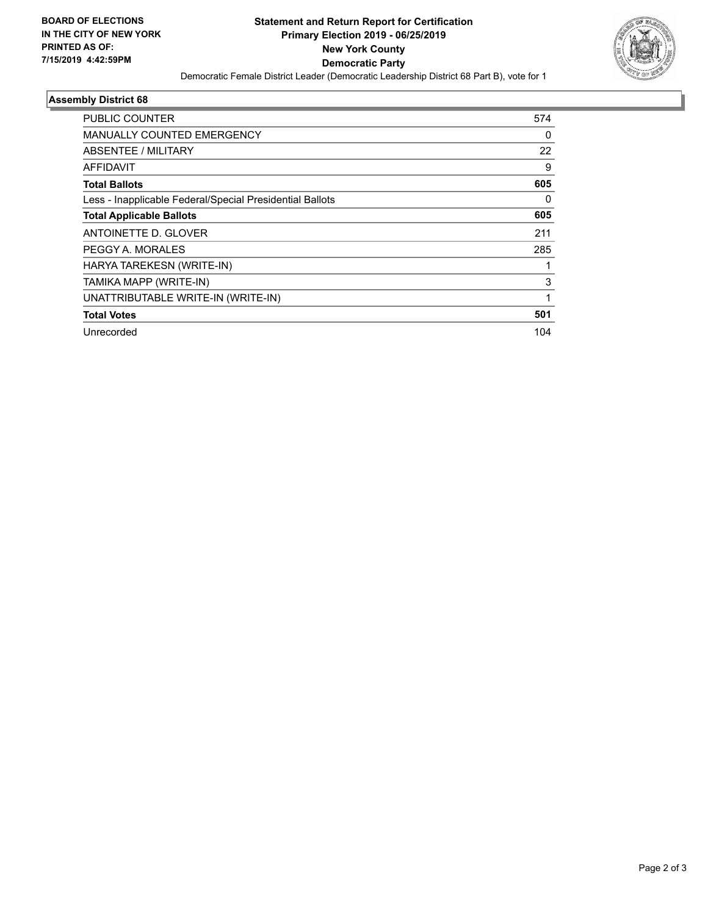**BOARD OF ELECTIONS**
**IN THE CITY OF NEW YORK**
**PRINTED AS OF:**
**7/15/2019 4:42:59PM**

# Statement and Return Report for Certification
## Primary Election 2019 - 06/25/2019
## New York County
## Democratic Party

Democratic Female District Leader (Democratic Leadership District 68 Part B), vote for 1

### Assembly District 68

| | |
|---|---|
| PUBLIC COUNTER | 574 |
| MANUALLY COUNTED EMERGENCY | 0 |
| ABSENTEE / MILITARY | 22 |
| AFFIDAVIT | 9 |
| **Total Ballots** | **605** |
| Less - Inapplicable Federal/Special Presidential Ballots | 0 |
| **Total Applicable Ballots** | **605** |
| ANTOINETTE D. GLOVER | 211 |
| PEGGY A. MORALES | 285 |
| HARYA TAREKESN (WRITE-IN) | 1 |
| TAMIKA MAPP (WRITE-IN) | 3 |
| UNATTRIBUTABLE WRITE-IN (WRITE-IN) | 1 |
| **Total Votes** | **501** |
| Unrecorded | 104 |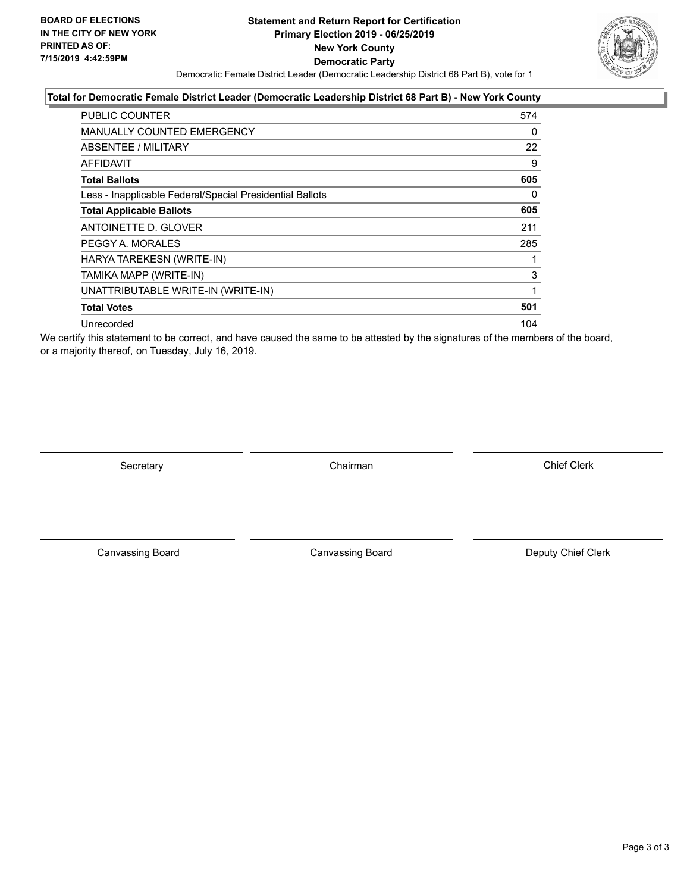**BOARD OF ELECTIONS IN THE CITY OF NEW YORK PRINTED AS OF: 7/15/2019 4:42:59PM**

# Statement and Return Report for Certification Primary Election 2019 - 06/25/2019 New York County Democratic Party

Democratic Female District Leader (Democratic Leadership District 68 Part B), vote for 1

## Total for Democratic Female District Leader (Democratic Leadership District 68 Part B) - New York County

| | |
|---|---|
| PUBLIC COUNTER | 574 |
| MANUALLY COUNTED EMERGENCY | 0 |
| ABSENTEE / MILITARY | 22 |
| AFFIDAVIT | 9 |
| **Total Ballots** | **605** |
| Less - Inapplicable Federal/Special Presidential Ballots | 0 |
| **Total Applicable Ballots** | **605** |
| ANTOINETTE D. GLOVER | 211 |
| PEGGY A. MORALES | 285 |
| HARYA TAREKESN (WRITE-IN) | 1 |
| TAMIKA MAPP (WRITE-IN) | 3 |
| UNATTRIBUTABLE WRITE-IN (WRITE-IN) | 1 |
| **Total Votes** | **501** |
| Unrecorded | 104 |

We certify this statement to be correct, and have caused the same to be attested by the signatures of the members of the board, or a majority thereof, on Tuesday, July 16, 2019.

Secretary

Chairman

Chief Clerk

Canvassing Board

Canvassing Board

Deputy Chief Clerk